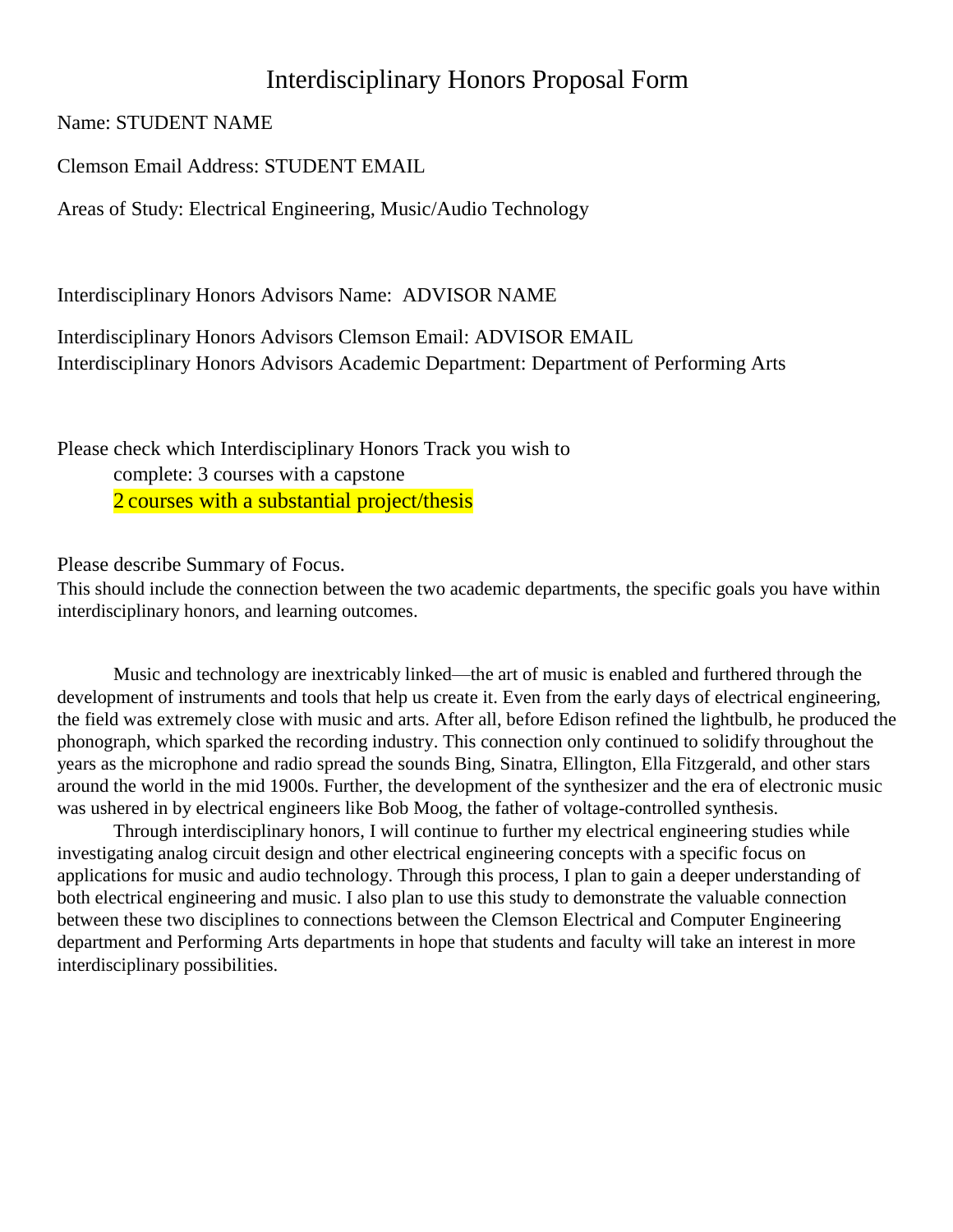# Interdisciplinary Honors Proposal Form

Name: STUDENT NAME

Clemson Email Address: STUDENT EMAIL

Areas of Study: Electrical Engineering, Music/Audio Technology

Interdisciplinary Honors Advisors Name: ADVISOR NAME

Interdisciplinary Honors Advisors Clemson Email: ADVISOR EMAIL
Interdisciplinary Honors Advisors Academic Department: Department of Performing Arts

Please check which Interdisciplinary Honors Track you wish to complete: 3 courses with a capstone

2 courses with a substantial project/thesis

Please describe Summary of Focus.
This should include the connection between the two academic departments, the specific goals you have within interdisciplinary honors, and learning outcomes.

Music and technology are inextricably linked—the art of music is enabled and furthered through the development of instruments and tools that help us create it. Even from the early days of electrical engineering, the field was extremely close with music and arts. After all, before Edison refined the lightbulb, he produced the phonograph, which sparked the recording industry. This connection only continued to solidify throughout the years as the microphone and radio spread the sounds Bing, Sinatra, Ellington, Ella Fitzgerald, and other stars around the world in the mid 1900s. Further, the development of the synthesizer and the era of electronic music was ushered in by electrical engineers like Bob Moog, the father of voltage-controlled synthesis.

Through interdisciplinary honors, I will continue to further my electrical engineering studies while investigating analog circuit design and other electrical engineering concepts with a specific focus on applications for music and audio technology. Through this process, I plan to gain a deeper understanding of both electrical engineering and music. I also plan to use this study to demonstrate the valuable connection between these two disciplines to connections between the Clemson Electrical and Computer Engineering department and Performing Arts departments in hope that students and faculty will take an interest in more interdisciplinary possibilities.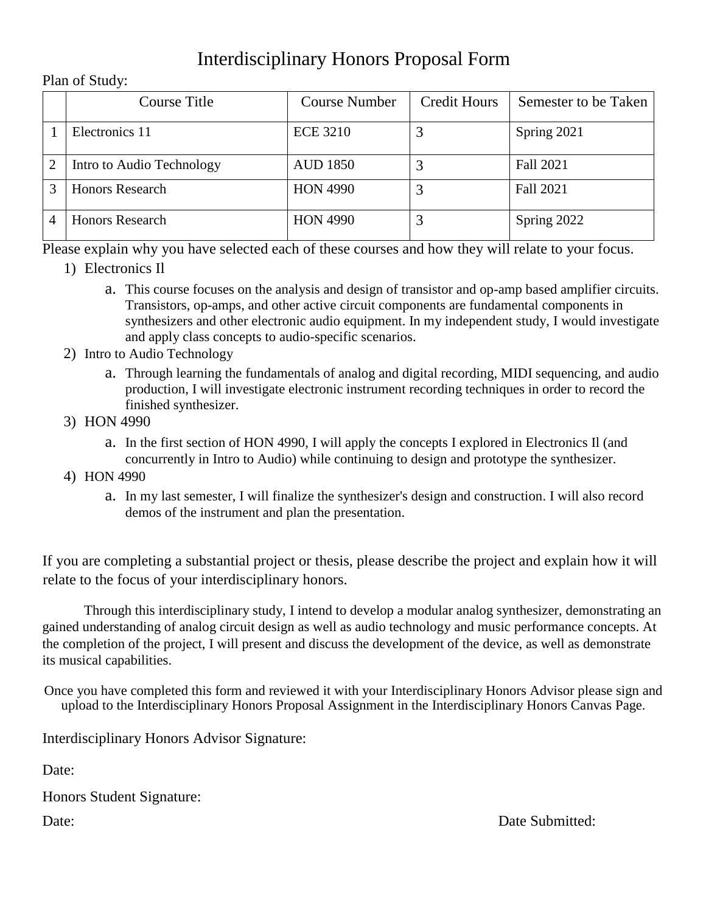# Interdisciplinary Honors Proposal Form

Plan of Study:

| | Course Title | Course Number | Credit Hours | Semester to be Taken |
|---|---|---|---|---|
| 1 | Electronics 11 | ECE 3210 | 3 | Spring 2021 |
| 2 | Intro to Audio Technology | AUD 1850 | 3 | Fall 2021 |
| 3 | Honors Research | HON 4990 | 3 | Fall 2021 |
| 4 | Honors Research | HON 4990 | 3 | Spring 2022 |

Please explain why you have selected each of these courses and how they will relate to your focus.

1) Electronics Il
   a. This course focuses on the analysis and design of transistor and op-amp based amplifier circuits. Transistors, op-amps, and other active circuit components are fundamental components in synthesizers and other electronic audio equipment. In my independent study, I would investigate and apply class concepts to audio-specific scenarios.
2) Intro to Audio Technology
   a. Through learning the fundamentals of analog and digital recording, MIDI sequencing, and audio production, I will investigate electronic instrument recording techniques in order to record the finished synthesizer.
3) HON 4990
   a. In the first section of HON 4990, I will apply the concepts I explored in Electronics Il (and concurrently in Intro to Audio) while continuing to design and prototype the synthesizer.
4) HON 4990
   a. In my last semester, I will finalize the synthesizer's design and construction. I will also record demos of the instrument and plan the presentation.

If you are completing a substantial project or thesis, please describe the project and explain how it will relate to the focus of your interdisciplinary honors.

Through this interdisciplinary study, I intend to develop a modular analog synthesizer, demonstrating an gained understanding of analog circuit design as well as audio technology and music performance concepts. At the completion of the project, I will present and discuss the development of the device, as well as demonstrate its musical capabilities.

Once you have completed this form and reviewed it with your Interdisciplinary Honors Advisor please sign and upload to the Interdisciplinary Honors Proposal Assignment in the Interdisciplinary Honors Canvas Page.

Interdisciplinary Honors Advisor Signature:

Date:

Honors Student Signature:

Date: Date Submitted: